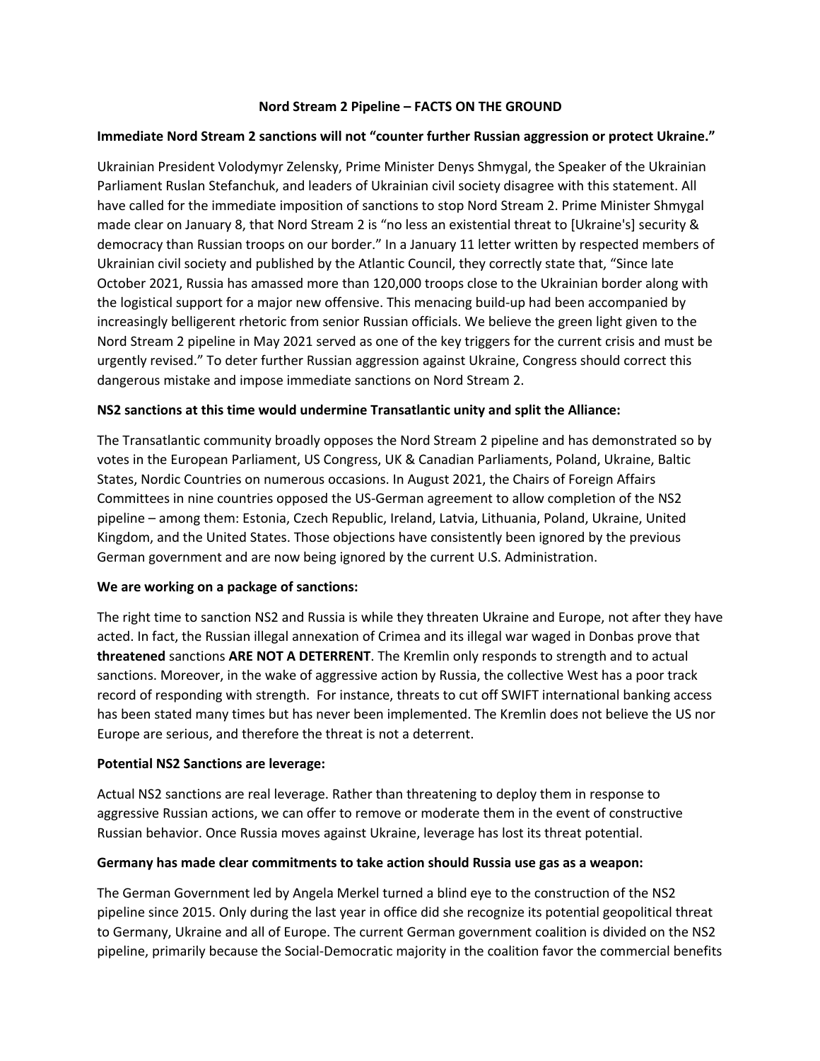# Nord Stream 2 Pipeline – FACTS ON THE GROUND

**Immediate Nord Stream 2 sanctions will not "counter further Russian aggression or protect Ukraine."**

Ukrainian President Volodymyr Zelensky, Prime Minister Denys Shmygal, the Speaker of the Ukrainian Parliament Ruslan Stefanchuk, and leaders of Ukrainian civil society disagree with this statement. All have called for the immediate imposition of sanctions to stop Nord Stream 2. Prime Minister Shmygal made clear on January 8, that Nord Stream 2 is "no less an existential threat to [Ukraine's] security & democracy than Russian troops on our border." In a January 11 letter written by respected members of Ukrainian civil society and published by the Atlantic Council, they correctly state that, "Since late October 2021, Russia has amassed more than 120,000 troops close to the Ukrainian border along with the logistical support for a major new offensive. This menacing build-up had been accompanied by increasingly belligerent rhetoric from senior Russian officials. We believe the green light given to the Nord Stream 2 pipeline in May 2021 served as one of the key triggers for the current crisis and must be urgently revised." To deter further Russian aggression against Ukraine, Congress should correct this dangerous mistake and impose immediate sanctions on Nord Stream 2.

**NS2 sanctions at this time would undermine Transatlantic unity and split the Alliance:**

The Transatlantic community broadly opposes the Nord Stream 2 pipeline and has demonstrated so by votes in the European Parliament, US Congress, UK & Canadian Parliaments, Poland, Ukraine, Baltic States, Nordic Countries on numerous occasions. In August 2021, the Chairs of Foreign Affairs Committees in nine countries opposed the US-German agreement to allow completion of the NS2 pipeline – among them: Estonia, Czech Republic, Ireland, Latvia, Lithuania, Poland, Ukraine, United Kingdom, and the United States. Those objections have consistently been ignored by the previous German government and are now being ignored by the current U.S. Administration.

**We are working on a package of sanctions:**

The right time to sanction NS2 and Russia is while they threaten Ukraine and Europe, not after they have acted. In fact, the Russian illegal annexation of Crimea and its illegal war waged in Donbas prove that **threatened** sanctions **ARE NOT A DETERRENT**. The Kremlin only responds to strength and to actual sanctions. Moreover, in the wake of aggressive action by Russia, the collective West has a poor track record of responding with strength. For instance, threats to cut off SWIFT international banking access has been stated many times but has never been implemented. The Kremlin does not believe the US nor Europe are serious, and therefore the threat is not a deterrent.

**Potential NS2 Sanctions are leverage:**

Actual NS2 sanctions are real leverage. Rather than threatening to deploy them in response to aggressive Russian actions, we can offer to remove or moderate them in the event of constructive Russian behavior. Once Russia moves against Ukraine, leverage has lost its threat potential.

**Germany has made clear commitments to take action should Russia use gas as a weapon:**

The German Government led by Angela Merkel turned a blind eye to the construction of the NS2 pipeline since 2015. Only during the last year in office did she recognize its potential geopolitical threat to Germany, Ukraine and all of Europe. The current German government coalition is divided on the NS2 pipeline, primarily because the Social-Democratic majority in the coalition favor the commercial benefits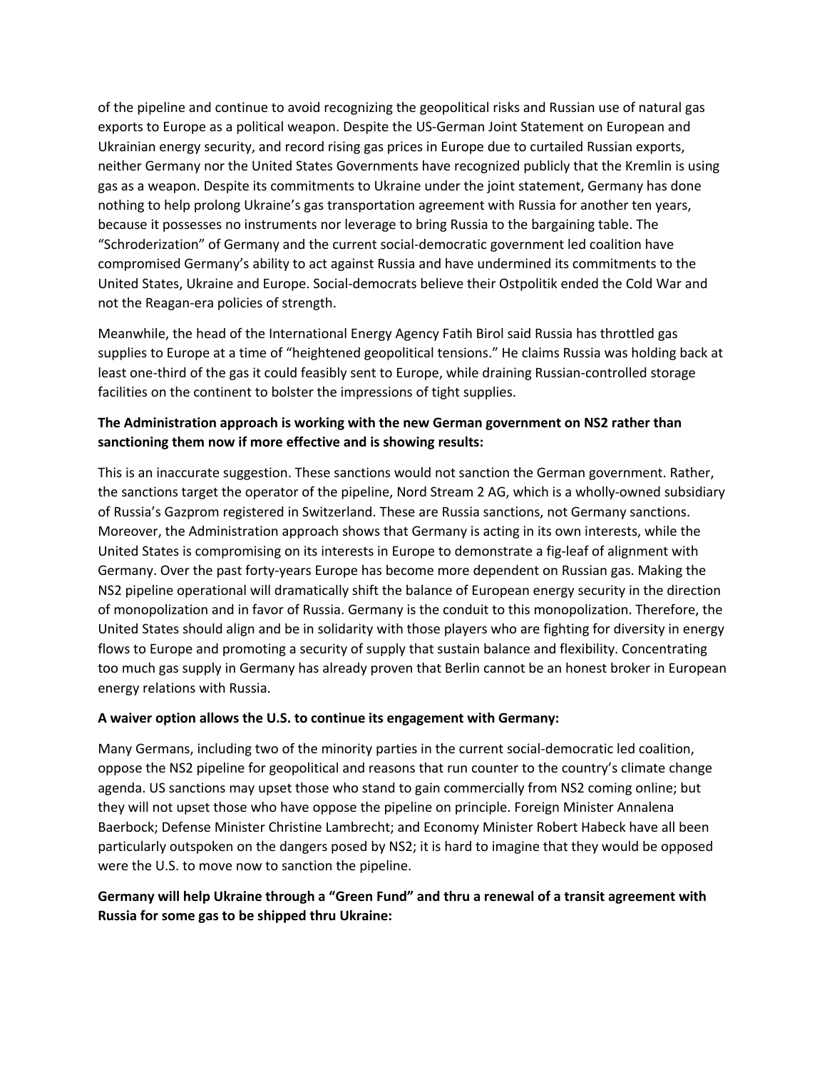of the pipeline and continue to avoid recognizing the geopolitical risks and Russian use of natural gas exports to Europe as a political weapon. Despite the US-German Joint Statement on European and Ukrainian energy security, and record rising gas prices in Europe due to curtailed Russian exports, neither Germany nor the United States Governments have recognized publicly that the Kremlin is using gas as a weapon. Despite its commitments to Ukraine under the joint statement, Germany has done nothing to help prolong Ukraine's gas transportation agreement with Russia for another ten years, because it possesses no instruments nor leverage to bring Russia to the bargaining table. The "Schroderization" of Germany and the current social-democratic government led coalition have compromised Germany's ability to act against Russia and have undermined its commitments to the United States, Ukraine and Europe. Social-democrats believe their Ostpolitik ended the Cold War and not the Reagan-era policies of strength.

Meanwhile, the head of the International Energy Agency Fatih Birol said Russia has throttled gas supplies to Europe at a time of "heightened geopolitical tensions." He claims Russia was holding back at least one-third of the gas it could feasibly sent to Europe, while draining Russian-controlled storage facilities on the continent to bolster the impressions of tight supplies.

**The Administration approach is working with the new German government on NS2 rather than sanctioning them now if more effective and is showing results:**

This is an inaccurate suggestion. These sanctions would not sanction the German government. Rather, the sanctions target the operator of the pipeline, Nord Stream 2 AG, which is a wholly-owned subsidiary of Russia's Gazprom registered in Switzerland. These are Russia sanctions, not Germany sanctions. Moreover, the Administration approach shows that Germany is acting in its own interests, while the United States is compromising on its interests in Europe to demonstrate a fig-leaf of alignment with Germany. Over the past forty-years Europe has become more dependent on Russian gas. Making the NS2 pipeline operational will dramatically shift the balance of European energy security in the direction of monopolization and in favor of Russia. Germany is the conduit to this monopolization. Therefore, the United States should align and be in solidarity with those players who are fighting for diversity in energy flows to Europe and promoting a security of supply that sustain balance and flexibility. Concentrating too much gas supply in Germany has already proven that Berlin cannot be an honest broker in European energy relations with Russia.

**A waiver option allows the U.S. to continue its engagement with Germany:**

Many Germans, including two of the minority parties in the current social-democratic led coalition, oppose the NS2 pipeline for geopolitical and reasons that run counter to the country's climate change agenda. US sanctions may upset those who stand to gain commercially from NS2 coming online; but they will not upset those who have oppose the pipeline on principle. Foreign Minister Annalena Baerbock; Defense Minister Christine Lambrecht; and Economy Minister Robert Habeck have all been particularly outspoken on the dangers posed by NS2; it is hard to imagine that they would be opposed were the U.S. to move now to sanction the pipeline.

**Germany will help Ukraine through a "Green Fund" and thru a renewal of a transit agreement with Russia for some gas to be shipped thru Ukraine:**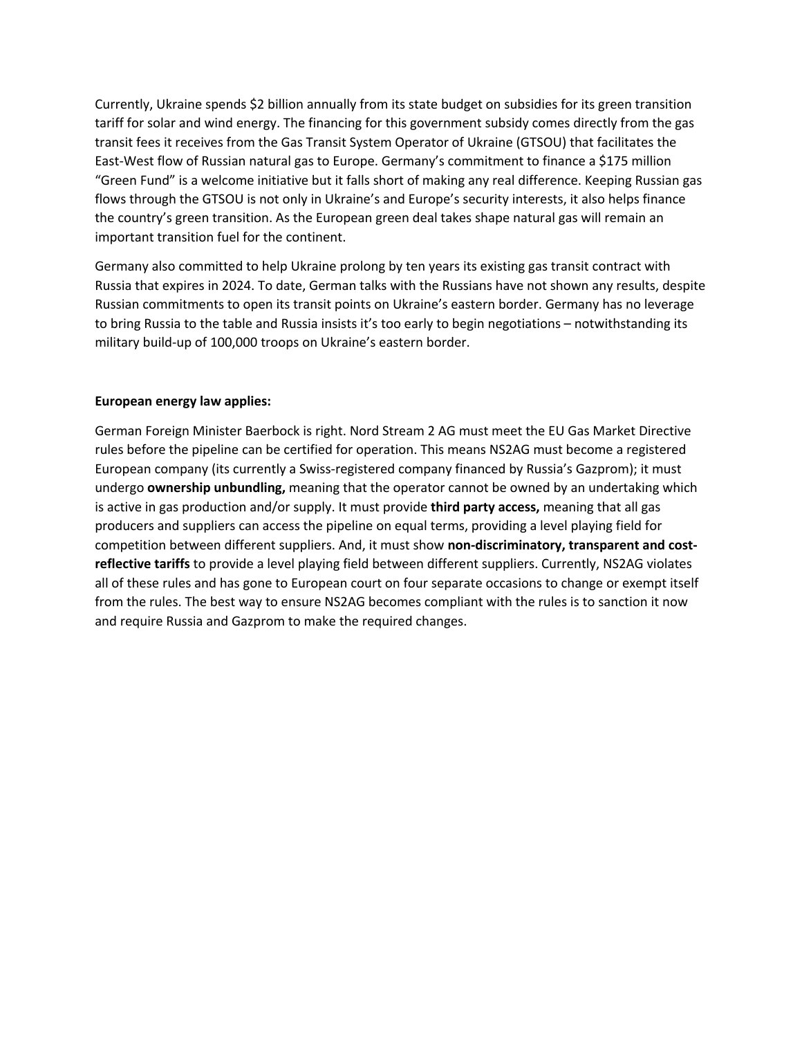Currently, Ukraine spends $2 billion annually from its state budget on subsidies for its green transition tariff for solar and wind energy. The financing for this government subsidy comes directly from the gas transit fees it receives from the Gas Transit System Operator of Ukraine (GTSOU) that facilitates the East-West flow of Russian natural gas to Europe. Germany's commitment to finance a $175 million "Green Fund" is a welcome initiative but it falls short of making any real difference. Keeping Russian gas flows through the GTSOU is not only in Ukraine's and Europe's security interests, it also helps finance the country's green transition. As the European green deal takes shape natural gas will remain an important transition fuel for the continent.

Germany also committed to help Ukraine prolong by ten years its existing gas transit contract with Russia that expires in 2024. To date, German talks with the Russians have not shown any results, despite Russian commitments to open its transit points on Ukraine's eastern border. Germany has no leverage to bring Russia to the table and Russia insists it's too early to begin negotiations – notwithstanding its military build-up of 100,000 troops on Ukraine's eastern border.

**European energy law applies:**

German Foreign Minister Baerbock is right. Nord Stream 2 AG must meet the EU Gas Market Directive rules before the pipeline can be certified for operation. This means NS2AG must become a registered European company (its currently a Swiss-registered company financed by Russia's Gazprom); it must undergo **ownership unbundling,** meaning that the operator cannot be owned by an undertaking which is active in gas production and/or supply. It must provide **third party access,** meaning that all gas producers and suppliers can access the pipeline on equal terms, providing a level playing field for competition between different suppliers. And, it must show **non-discriminatory, transparent and cost-reflective tariffs** to provide a level playing field between different suppliers. Currently, NS2AG violates all of these rules and has gone to European court on four separate occasions to change or exempt itself from the rules. The best way to ensure NS2AG becomes compliant with the rules is to sanction it now and require Russia and Gazprom to make the required changes.